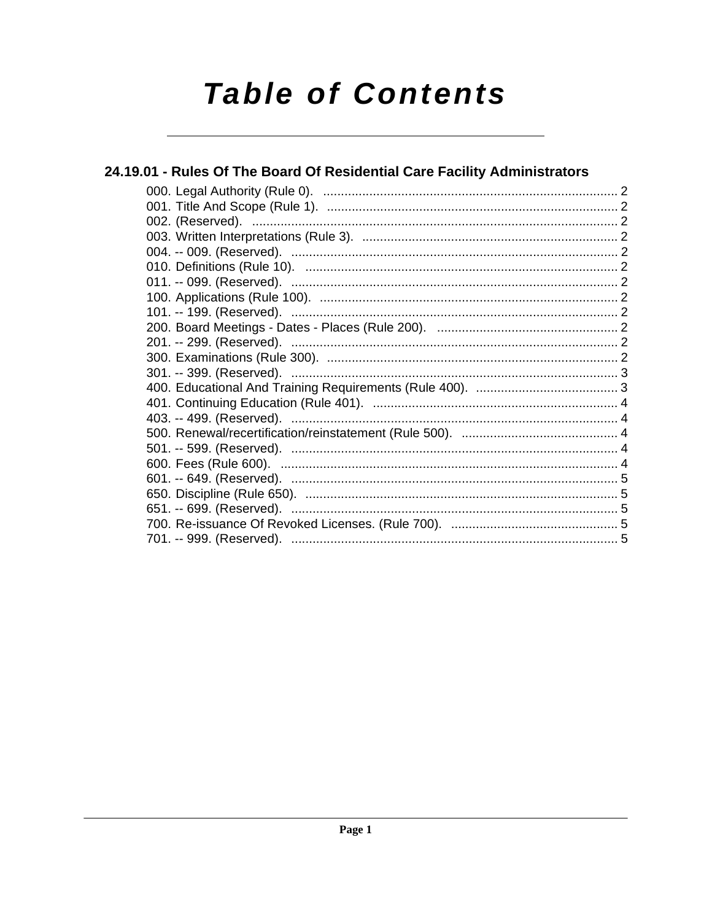# Table of Contents

## 24.19.01 - Rules Of The Board Of Residential Care Facility Administrators

000. Legal Authority (Rule 0). .......... 2
001. Title And Scope (Rule 1). .......... 2
002. (Reserved). .......... 2
003. Written Interpretations (Rule 3). .......... 2
004. -- 009. (Reserved). .......... 2
010. Definitions (Rule 10). .......... 2
011. -- 099. (Reserved). .......... 2
100. Applications (Rule 100). .......... 2
101. -- 199. (Reserved). .......... 2
200. Board Meetings - Dates - Places (Rule 200). .......... 2
201. -- 299. (Reserved). .......... 2
300. Examinations (Rule 300). .......... 2
301. -- 399. (Reserved). .......... 3
400. Educational And Training Requirements (Rule 400). .......... 3
401. Continuing Education (Rule 401). .......... 4
403. -- 499. (Reserved). .......... 4
500. Renewal/recertification/reinstatement (Rule 500). .......... 4
501. -- 599. (Reserved). .......... 4
600. Fees (Rule 600). .......... 4
601. -- 649. (Reserved). .......... 5
650. Discipline (Rule 650). .......... 5
651. -- 699. (Reserved). .......... 5
700. Re-issuance Of Revoked Licenses. (Rule 700). .......... 5
701. -- 999. (Reserved). .......... 5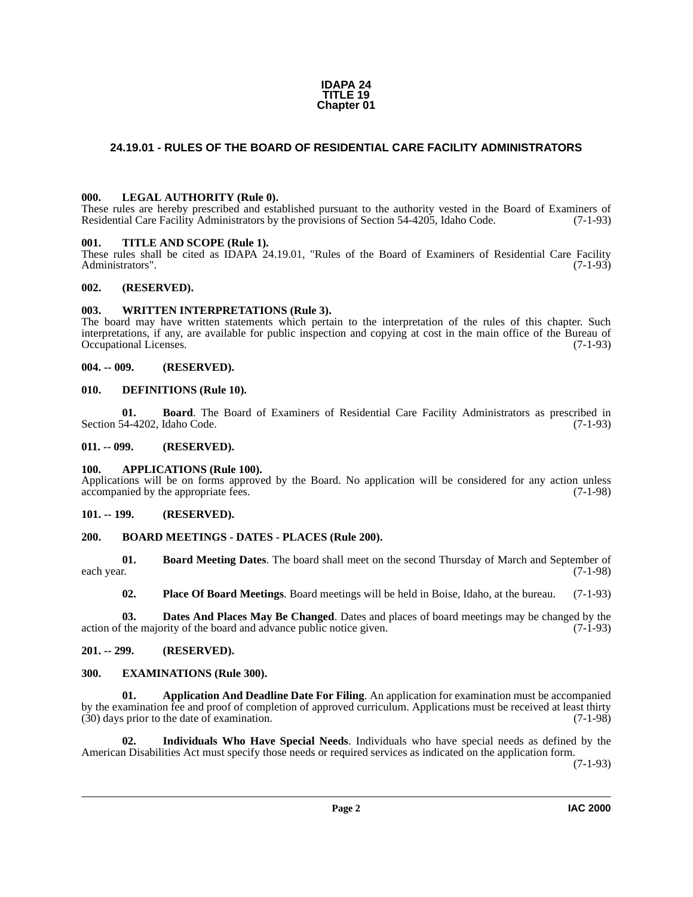**IDAPA 24**
**TITLE 19**
**Chapter 01**

# 24.19.01 - RULES OF THE BOARD OF RESIDENTIAL CARE FACILITY ADMINISTRATORS

### 000. LEGAL AUTHORITY (Rule 0).

These rules are hereby prescribed and established pursuant to the authority vested in the Board of Examiners of Residential Care Facility Administrators by the provisions of Section 54-4205, Idaho Code. (7-1-93)

### 001. TITLE AND SCOPE (Rule 1).

These rules shall be cited as IDAPA 24.19.01, "Rules of the Board of Examiners of Residential Care Facility Administrators". (7-1-93)

### 002. (RESERVED).

### 003. WRITTEN INTERPRETATIONS (Rule 3).

The board may have written statements which pertain to the interpretation of the rules of this chapter. Such interpretations, if any, are available for public inspection and copying at cost in the main office of the Bureau of Occupational Licenses. (7-1-93)

### 004. -- 009. (RESERVED).

### 010. DEFINITIONS (Rule 10).

**01. Board**. The Board of Examiners of Residential Care Facility Administrators as prescribed in Section 54-4202, Idaho Code. (7-1-93)

### 011. -- 099. (RESERVED).

### 100. APPLICATIONS (Rule 100).

Applications will be on forms approved by the Board. No application will be considered for any action unless accompanied by the appropriate fees. (7-1-98)

### 101. -- 199. (RESERVED).

### 200. BOARD MEETINGS - DATES - PLACES (Rule 200).

**01. Board Meeting Dates**. The board shall meet on the second Thursday of March and September of each year. (7-1-98)

**02. Place Of Board Meetings**. Board meetings will be held in Boise, Idaho, at the bureau. (7-1-93)

**03. Dates And Places May Be Changed**. Dates and places of board meetings may be changed by the action of the majority of the board and advance public notice given. (7-1-93)

### 201. -- 299. (RESERVED).

### 300. EXAMINATIONS (Rule 300).

**01. Application And Deadline Date For Filing**. An application for examination must be accompanied by the examination fee and proof of completion of approved curriculum. Applications must be received at least thirty (30) days prior to the date of examination. (7-1-98)

**02. Individuals Who Have Special Needs**. Individuals who have special needs as defined by the American Disabilities Act must specify those needs or required services as indicated on the application form. (7-1-93)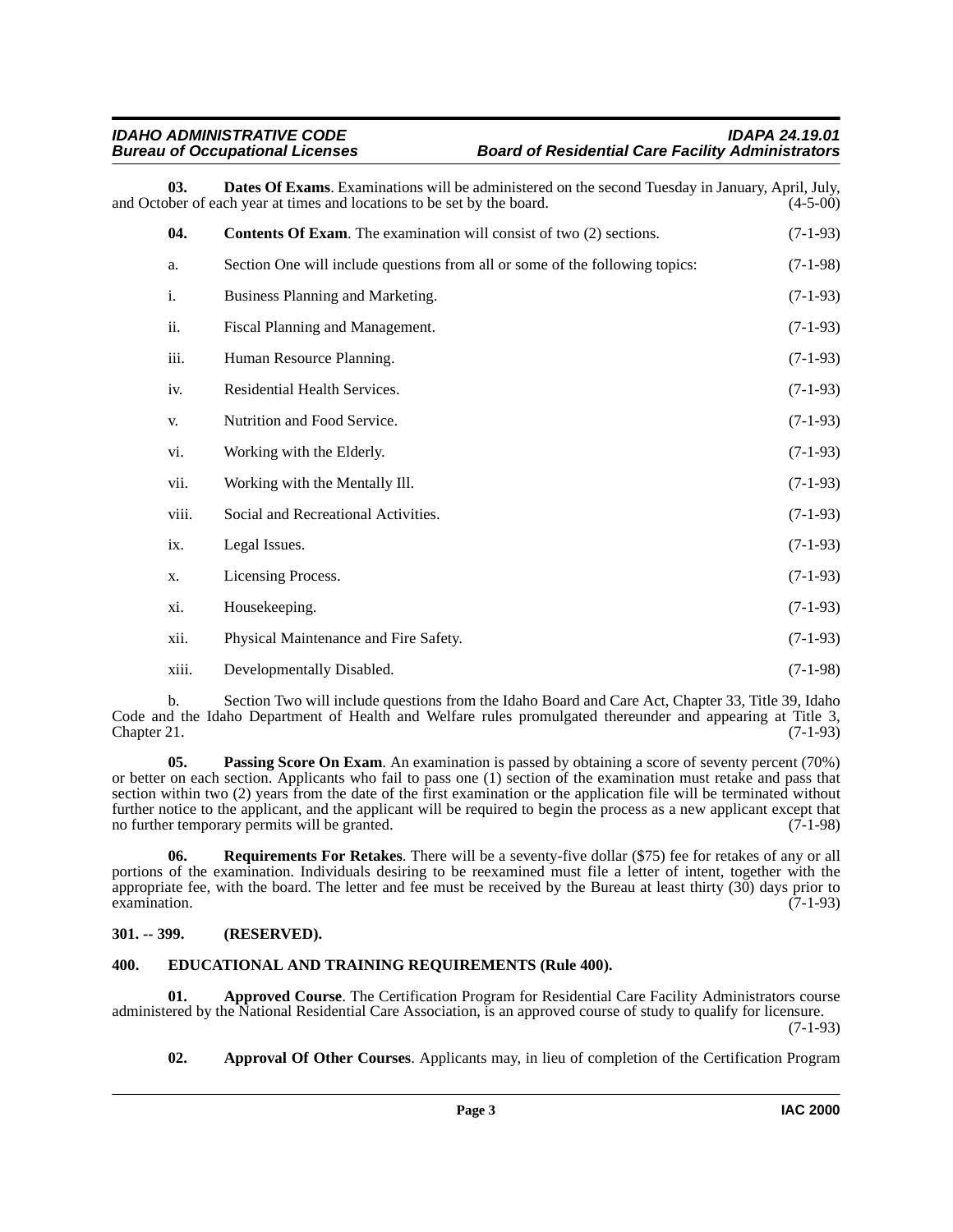**03. Dates Of Exams**. Examinations will be administered on the second Tuesday in January, April, July, and October of each year at times and locations to be set by the board. (4-5-00)

**04. Contents Of Exam**. The examination will consist of two (2) sections. (7-1-93)

a. Section One will include questions from all or some of the following topics: (7-1-98)

i. Business Planning and Marketing. (7-1-93)

ii. Fiscal Planning and Management. (7-1-93)

iii. Human Resource Planning. (7-1-93)

iv. Residential Health Services. (7-1-93)

v. Nutrition and Food Service. (7-1-93)

vi. Working with the Elderly. (7-1-93)

vii. Working with the Mentally Ill. (7-1-93)

viii. Social and Recreational Activities. (7-1-93)

ix. Legal Issues. (7-1-93)

x. Licensing Process. (7-1-93)

xi. Housekeeping. (7-1-93)

xii. Physical Maintenance and Fire Safety. (7-1-93)

xiii. Developmentally Disabled. (7-1-98)

b. Section Two will include questions from the Idaho Board and Care Act, Chapter 33, Title 39, Idaho Code and the Idaho Department of Health and Welfare rules promulgated thereunder and appearing at Title 3, Chapter 21. (7-1-93)

**05. Passing Score On Exam**. An examination is passed by obtaining a score of seventy percent (70%) or better on each section. Applicants who fail to pass one (1) section of the examination must retake and pass that section within two (2) years from the date of the first examination or the application file will be terminated without further notice to the applicant, and the applicant will be required to begin the process as a new applicant except that no further temporary permits will be granted. (7-1-98)

**06. Requirements For Retakes**. There will be a seventy-five dollar ($75) fee for retakes of any or all portions of the examination. Individuals desiring to be reexamined must file a letter of intent, together with the appropriate fee, with the board. The letter and fee must be received by the Bureau at least thirty (30) days prior to examination. (7-1-93)

## 301. -- 399. (RESERVED).

## 400. EDUCATIONAL AND TRAINING REQUIREMENTS (Rule 400).

**01. Approved Course**. The Certification Program for Residential Care Facility Administrators course administered by the National Residential Care Association, is an approved course of study to qualify for licensure. (7-1-93)

**02. Approval Of Other Courses**. Applicants may, in lieu of completion of the Certification Program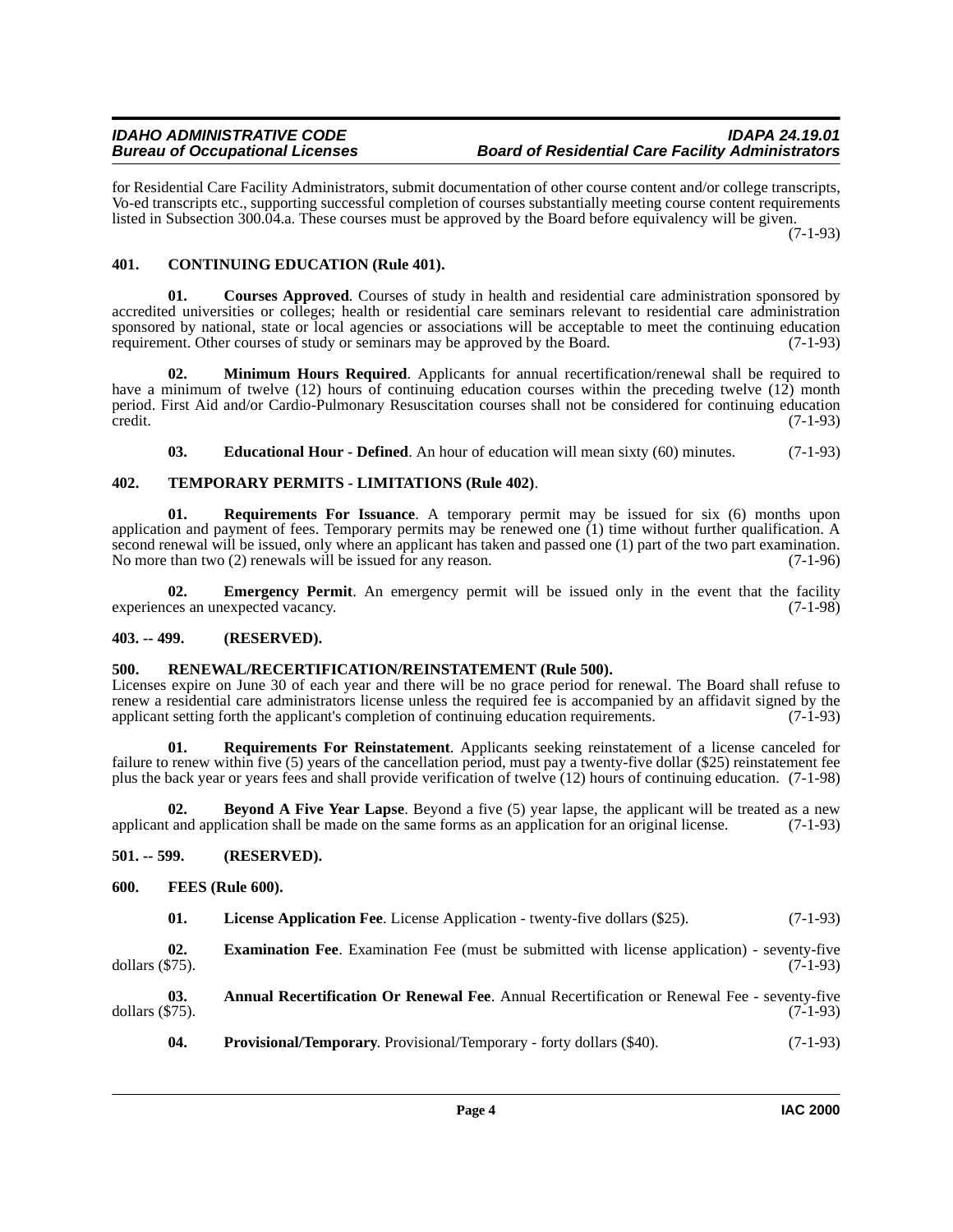for Residential Care Facility Administrators, submit documentation of other course content and/or college transcripts, Vo-ed transcripts etc., supporting successful completion of courses substantially meeting course content requirements listed in Subsection 300.04.a. These courses must be approved by the Board before equivalency will be given. (7-1-93)

### 401. CONTINUING EDUCATION (Rule 401).

**01. Courses Approved**. Courses of study in health and residential care administration sponsored by accredited universities or colleges; health or residential care seminars relevant to residential care administration sponsored by national, state or local agencies or associations will be acceptable to meet the continuing education requirement. Other courses of study or seminars may be approved by the Board. (7-1-93)

**02. Minimum Hours Required**. Applicants for annual recertification/renewal shall be required to have a minimum of twelve (12) hours of continuing education courses within the preceding twelve (12) month period. First Aid and/or Cardio-Pulmonary Resuscitation courses shall not be considered for continuing education credit. (7-1-93)

**03. Educational Hour - Defined**. An hour of education will mean sixty (60) minutes. (7-1-93)

### 402. TEMPORARY PERMITS - LIMITATIONS (Rule 402).

**01. Requirements For Issuance**. A temporary permit may be issued for six (6) months upon application and payment of fees. Temporary permits may be renewed one (1) time without further qualification. A second renewal will be issued, only where an applicant has taken and passed one (1) part of the two part examination. No more than two (2) renewals will be issued for any reason. (7-1-96)

**02. Emergency Permit**. An emergency permit will be issued only in the event that the facility experiences an unexpected vacancy. (7-1-98)

### 403. -- 499. (RESERVED).

### 500. RENEWAL/RECERTIFICATION/REINSTATEMENT (Rule 500).

Licenses expire on June 30 of each year and there will be no grace period for renewal. The Board shall refuse to renew a residential care administrators license unless the required fee is accompanied by an affidavit signed by the applicant setting forth the applicant's completion of continuing education requirements. (7-1-93)

**01. Requirements For Reinstatement**. Applicants seeking reinstatement of a license canceled for failure to renew within five (5) years of the cancellation period, must pay a twenty-five dollar ($25) reinstatement fee plus the back year or years fees and shall provide verification of twelve (12) hours of continuing education. (7-1-98)

**02. Beyond A Five Year Lapse**. Beyond a five (5) year lapse, the applicant will be treated as a new applicant and application shall be made on the same forms as an application for an original license. (7-1-93)

### 501. -- 599. (RESERVED).

### 600. FEES (Rule 600).

**01. License Application Fee**. License Application - twenty-five dollars ($25). (7-1-93)

**02. Examination Fee**. Examination Fee (must be submitted with license application) - seventy-five dollars ($75). (7-1-93)

**03. Annual Recertification Or Renewal Fee**. Annual Recertification or Renewal Fee - seventy-five dollars ($75). (7-1-93)

**04. Provisional/Temporary**. Provisional/Temporary - forty dollars ($40). (7-1-93)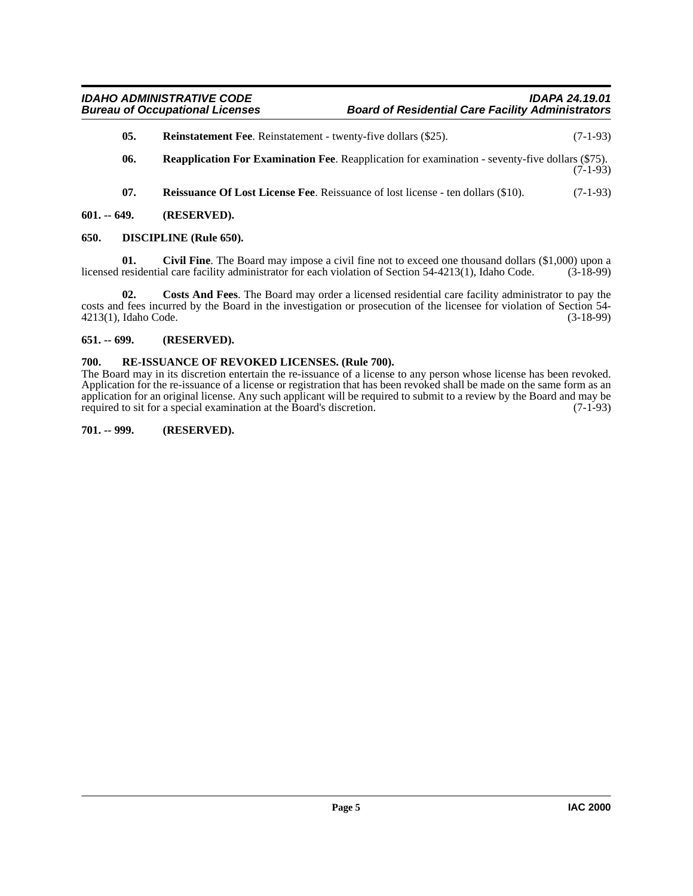**05. Reinstatement Fee**. Reinstatement - twenty-five dollars ($25). (7-1-93)

**06. Reapplication For Examination Fee**. Reapplication for examination - seventy-five dollars ($75). (7-1-93)

**07. Reissuance Of Lost License Fee**. Reissuance of lost license - ten dollars ($10). (7-1-93)

**601. -- 649. (RESERVED).**

**650. DISCIPLINE (Rule 650).**

**01. Civil Fine**. The Board may impose a civil fine not to exceed one thousand dollars ($1,000) upon a licensed residential care facility administrator for each violation of Section 54-4213(1), Idaho Code. (3-18-99)

**02. Costs And Fees**. The Board may order a licensed residential care facility administrator to pay the costs and fees incurred by the Board in the investigation or prosecution of the licensee for violation of Section 54-4213(1), Idaho Code. (3-18-99)

**651. -- 699. (RESERVED).**

**700. RE-ISSUANCE OF REVOKED LICENSES. (Rule 700).**

The Board may in its discretion entertain the re-issuance of a license to any person whose license has been revoked. Application for the re-issuance of a license or registration that has been revoked shall be made on the same form as an application for an original license. Any such applicant will be required to submit to a review by the Board and may be required to sit for a special examination at the Board's discretion. (7-1-93)

**701. -- 999. (RESERVED).**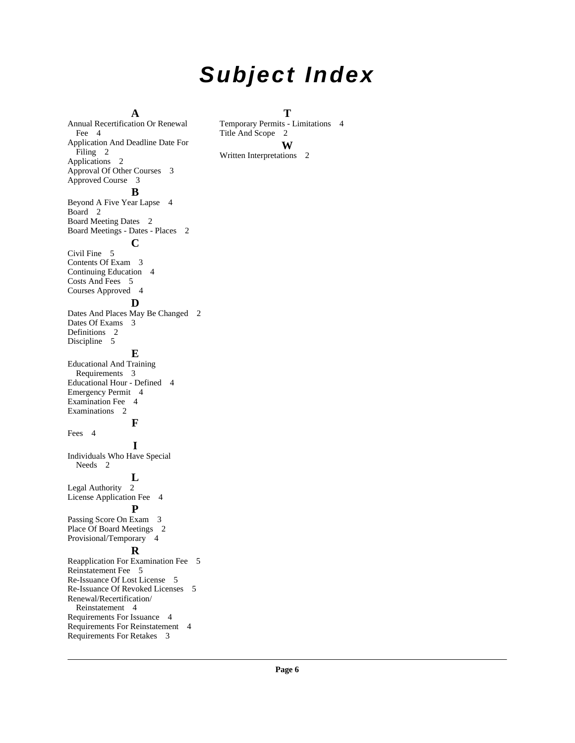# Subject Index

**A**

Annual Recertification Or Renewal Fee 4
Application And Deadline Date For Filing 2
Applications 2
Approval Of Other Courses 3
Approved Course 3

**B**

Beyond A Five Year Lapse 4
Board 2
Board Meeting Dates 2
Board Meetings - Dates - Places 2

**C**

Civil Fine 5
Contents Of Exam 3
Continuing Education 4
Costs And Fees 5
Courses Approved 4

**D**

Dates And Places May Be Changed 2
Dates Of Exams 3
Definitions 2
Discipline 5

**E**

Educational And Training Requirements 3
Educational Hour - Defined 4
Emergency Permit 4
Examination Fee 4
Examinations 2

**F**

Fees 4

**I**

Individuals Who Have Special Needs 2

**L**

Legal Authority 2
License Application Fee 4

**P**

Passing Score On Exam 3
Place Of Board Meetings 2
Provisional/Temporary 4

**R**

Reapplication For Examination Fee 5
Reinstatement Fee 5
Re-Issuance Of Lost License 5
Re-Issuance Of Revoked Licenses 5
Renewal/Recertification/Reinstatement 4
Requirements For Issuance 4
Requirements For Reinstatement 4
Requirements For Retakes 3

**T**

Temporary Permits - Limitations 4
Title And Scope 2

**W**

Written Interpretations 2